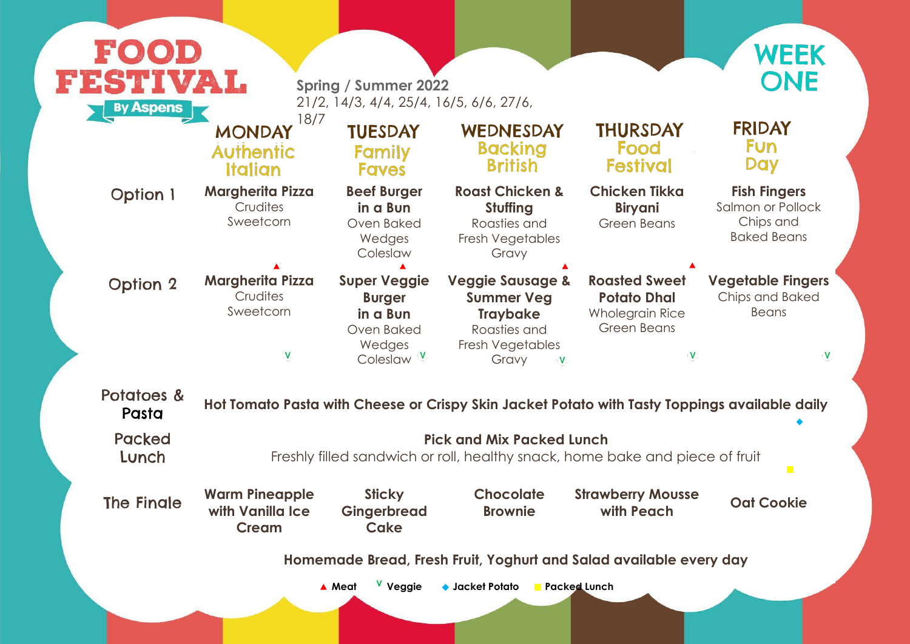# FOOD FESTIVAL

By Aspens

Spring / Summer 2022
21/2, 14/3, 4/4, 25/4, 16/5, 6/6, 27/6, 18/7

# WEEK ONE

| | MONDAY Authentic Italian | TUESDAY Family Faves | WEDNESDAY Backing British | THURSDAY Food Festival | FRIDAY Fun Day |
|---|---|---|---|---|---|
| Option 1 | **Margherita Pizza** Crudites Sweetcorn ▲ | **Beef Burger in a Bun** Oven Baked Wedges Coleslaw ▲ | **Roast Chicken & Stuffing** Roasties and Fresh Vegetables Gravy ▲ | **Chicken Tikka Biryani** Green Beans ▲ | **Fish Fingers** Salmon or Pollock Chips and Baked Beans |
| Option 2 | **Margherita Pizza** Crudites Sweetcorn V | **Super Veggie Burger in a Bun** Oven Baked Wedges Coleslaw V | **Veggie Sausage & Summer Veg Traybake** Roasties and Fresh Vegetables Gravy V | **Roasted Sweet Potato Dhal** Wholegrain Rice Green Beans V | **Vegetable Fingers** Chips and Baked Beans V |
| Potatoes & Pasta | **Hot Tomato Pasta with Cheese or Crispy Skin Jacket Potato with Tasty Toppings available daily** ◆ | | | | |
| Packed Lunch | **Pick and Mix Packed Lunch** Freshly filled sandwich or roll, healthy snack, home bake and piece of fruit ■ | | | | |
| The Finale | **Warm Pineapple with Vanilla Ice Cream** | **Sticky Gingerbread Cake** | **Chocolate Brownie** | **Strawberry Mousse with Peach** | **Oat Cookie** |

**Homemade Bread, Fresh Fruit, Yoghurt and Salad available every day**

▲ Meat V Veggie ◆ Jacket Potato ■ Packed Lunch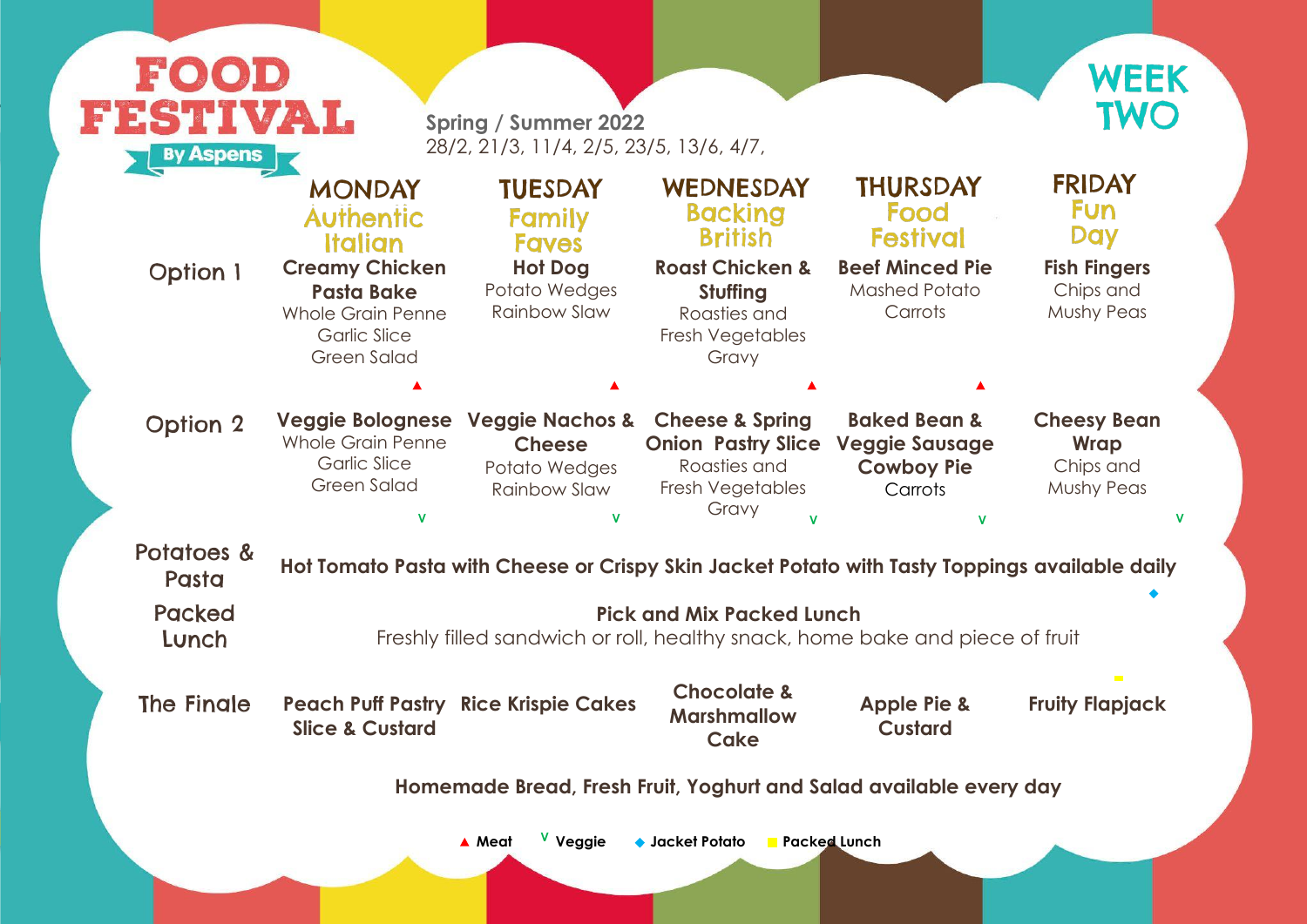# FOOD FESTIVAL

By Aspens

**Spring / Summer 2022**
28/2, 21/3, 11/4, 2/5, 23/5, 13/6, 4/7,

## WEEK TWO

| | MONDAY<br>Authentic Italian | TUESDAY<br>Family Faves | WEDNESDAY<br>Backing British | THURSDAY<br>Food Festival | FRIDAY<br>Fun Day |
|---|---|---|---|---|---|
| Option 1 | **Creamy Chicken Pasta Bake**<br>Whole Grain Penne<br>Garlic Slice<br>Green Salad<br>▲ | **Hot Dog**<br>Potato Wedges<br>Rainbow Slaw<br>▲ | **Roast Chicken & Stuffing**<br>Roasties and Fresh Vegetables<br>Gravy<br>▲ | **Beef Minced Pie**<br>Mashed Potato<br>Carrots<br>▲ | **Fish Fingers**<br>Chips and Mushy Peas |
| Option 2 | **Veggie Bolognese**<br>Whole Grain Penne<br>Garlic Slice<br>Green Salad<br>V | **Veggie Nachos & Cheese**<br>Potato Wedges<br>Rainbow Slaw<br>V | **Cheese & Spring Onion Pastry Slice**<br>Roasties and Fresh Vegetables<br>Gravy<br>V | **Baked Bean & Veggie Sausage Cowboy Pie**<br>Carrots<br>V | **Cheesy Bean Wrap**<br>Chips and Mushy Peas<br>V |
| Potatoes & Pasta | **Hot Tomato Pasta with Cheese or Crispy Skin Jacket Potato with Tasty Toppings available daily** ◆ | | | | |
| Packed Lunch | **Pick and Mix Packed Lunch**<br>Freshly filled sandwich or roll, healthy snack, home bake and piece of fruit | | | | |
| The Finale | **Peach Puff Pastry Slice & Custard** | **Rice Krispie Cakes** | **Chocolate & Marshmallow Cake** | **Apple Pie & Custard** | **Fruity Flapjack** |

**Homemade Bread, Fresh Fruit, Yoghurt and Salad available every day**

▲ Meat V Veggie ◆ Jacket Potato ■ Packed Lunch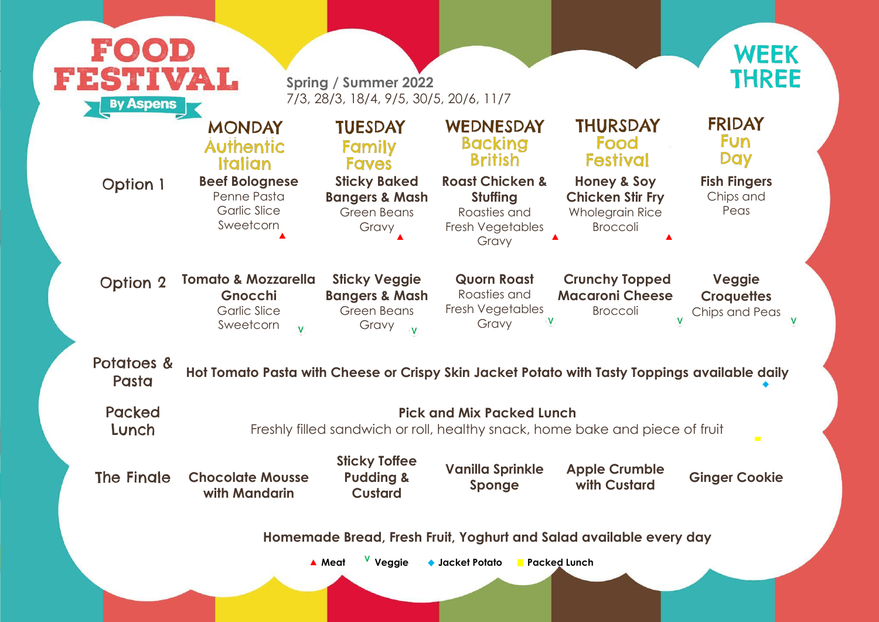# FOOD FESTIVAL

By Aspens

Spring / Summer 2022

7/3, 28/3, 18/4, 9/5, 30/5, 20/6, 11/7

## WEEK THREE

| | MONDAY Authentic Italian | TUESDAY Family Faves | WEDNESDAY Backing British | THURSDAY Food Festival | FRIDAY Fun Day |
|---|---|---|---|---|---|
| Option 1 | **Beef Bolognese** Penne Pasta Garlic Slice Sweetcorn ▲ | **Sticky Baked Bangers & Mash** Green Beans Gravy ▲ | **Roast Chicken & Stuffing** Roasties and Fresh Vegetables Gravy ▲ | **Honey & Soy Chicken Stir Fry** Wholegrain Rice Broccoli ▲ | **Fish Fingers** Chips and Peas |
| Option 2 | **Tomato & Mozzarella Gnocchi** Garlic Slice Sweetcorn V | **Sticky Veggie Bangers & Mash** Green Beans Gravy V | **Quorn Roast** Roasties and Fresh Vegetables Gravy V | **Crunchy Topped Macaroni Cheese** Broccoli V | **Veggie Croquettes** Chips and Peas V |
| Potatoes & Pasta | **Hot Tomato Pasta with Cheese or Crispy Skin Jacket Potato with Tasty Toppings available daily** ◆ | | | | |
| Packed Lunch | **Pick and Mix Packed Lunch** Freshly filled sandwich or roll, healthy snack, home bake and piece of fruit ■ | | | | |
| The Finale | **Chocolate Mousse with Mandarin** | **Sticky Toffee Pudding & Custard** | **Vanilla Sprinkle Sponge** | **Apple Crumble with Custard** | **Ginger Cookie** |

**Homemade Bread, Fresh Fruit, Yoghurt and Salad available every day**

▲ Meat V Veggie ◆ Jacket Potato ■ Packed Lunch